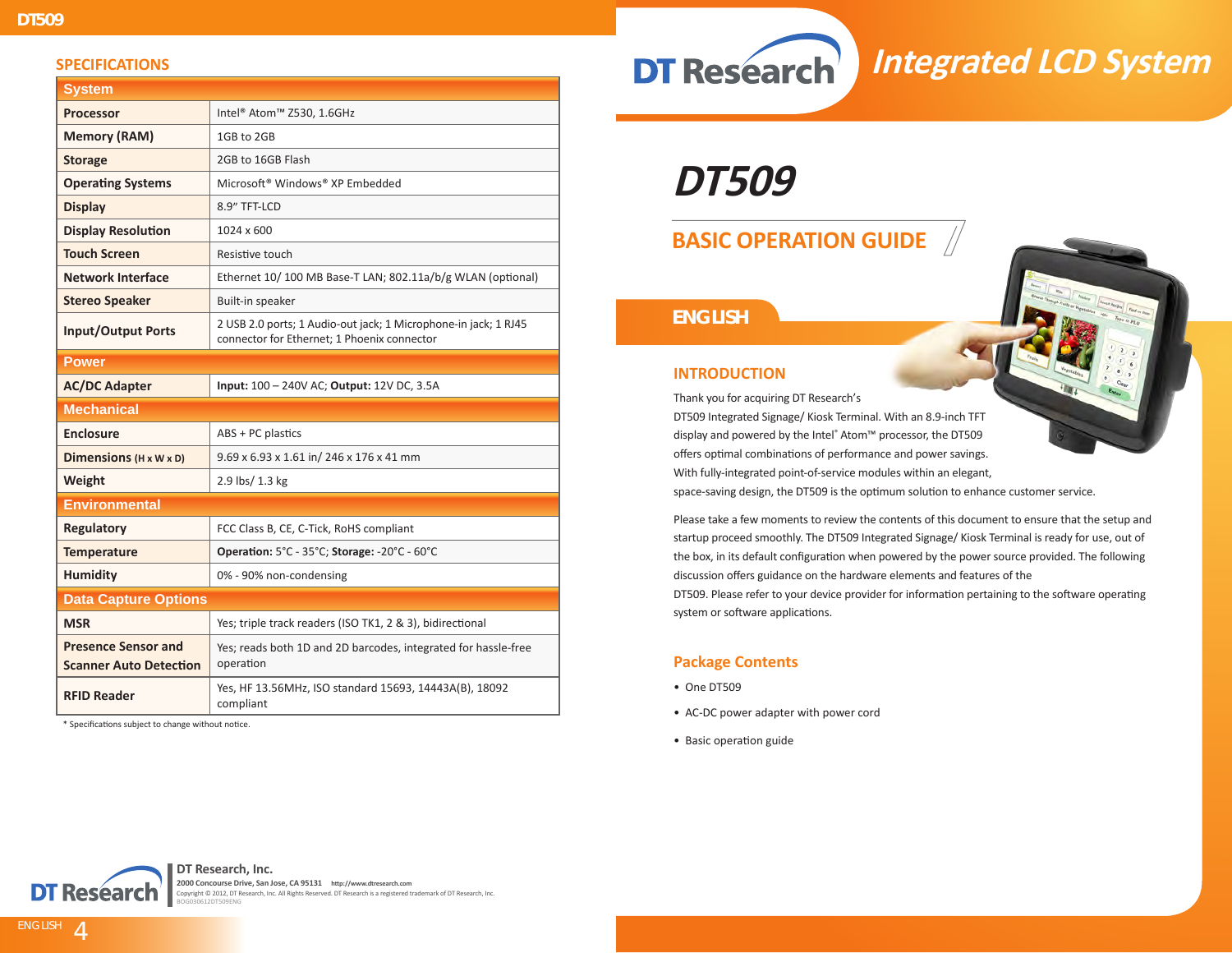## SPECIFICATIONS

| System | |
|---|---|
| **Processor** | Intel® Atom™ Z530, 1.6GHz |
| **Memory (RAM)** | 1GB to 2GB |
| **Storage** | 2GB to 16GB Flash |
| **Operating Systems** | Microsoft® Windows® XP Embedded |
| **Display** | 8.9" TFT-LCD |
| **Display Resolution** | 1024 x 600 |
| **Touch Screen** | Resistive touch |
| **Network Interface** | Ethernet 10/ 100 MB Base-T LAN; 802.11a/b/g WLAN (optional) |
| **Stereo Speaker** | Built-in speaker |
| **Input/Output Ports** | 2 USB 2.0 ports; 1 Audio-out jack; 1 Microphone-in jack; 1 RJ45 connector for Ethernet; 1 Phoenix connector |
| **Power** | |
| **AC/DC Adapter** | **Input:** 100 – 240V AC; **Output:** 12V DC, 3.5A |
| **Mechanical** | |
| **Enclosure** | ABS + PC plastics |
| **Dimensions** (H x W x D) | 9.69 x 6.93 x 1.61 in/ 246 x 176 x 41 mm |
| **Weight** | 2.9 lbs/ 1.3 kg |
| **Environmental** | |
| **Regulatory** | FCC Class B, CE, C-Tick, RoHS compliant |
| **Temperature** | **Operation:** 5°C - 35°C; **Storage:** -20°C - 60°C |
| **Humidity** | 0% - 90% non-condensing |
| **Data Capture Options** | |
| **MSR** | Yes; triple track readers (ISO TK1, 2 & 3), bidirectional |
| **Presence Sensor and Scanner Auto Detection** | Yes; reads both 1D and 2D barcodes, integrated for hassle-free operation |
| **RFID Reader** | Yes, HF 13.56MHz, ISO standard 15693, 14443A(B), 18092 compliant |

* Specifications subject to change without notice.

**DT Research, Inc.**
2000 Concourse Drive, San Jose, CA 95131 http://www.dtresearch.com
Copyright © 2012, DT Research, Inc. All Rights Reserved. DT Research is a registered trademark of DT Research, Inc.
BOG030612DT509ENG

# DT Research Integrated LCD System

# DT509

## BASIC OPERATION GUIDE

## ENGLISH

### INTRODUCTION

Thank you for acquiring DT Research's DT509 Integrated Signage/ Kiosk Terminal. With an 8.9-inch TFT display and powered by the Intel® Atom™ processor, the DT509 offers optimal combinations of performance and power savings. With fully-integrated point-of-service modules within an elegant, space-saving design, the DT509 is the optimum solution to enhance customer service.

Please take a few moments to review the contents of this document to ensure that the setup and startup proceed smoothly. The DT509 Integrated Signage/ Kiosk Terminal is ready for use, out of the box, in its default configuration when powered by the power source provided. The following discussion offers guidance on the hardware elements and features of the DT509. Please refer to your device provider for information pertaining to the software operating system or software applications.

### Package Contents

- One DT509
- AC-DC power adapter with power cord
- Basic operation guide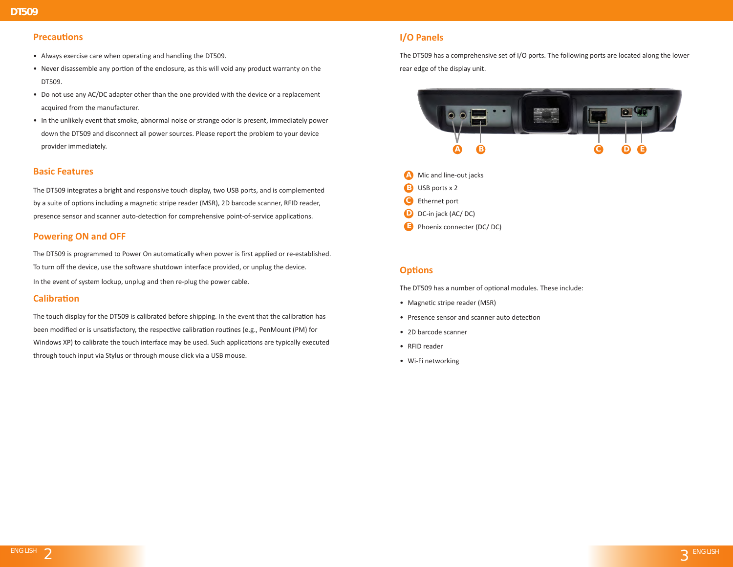## Precautions

- Always exercise care when operating and handling the DT509.
- Never disassemble any portion of the enclosure, as this will void any product warranty on the DT509.
- Do not use any AC/DC adapter other than the one provided with the device or a replacement acquired from the manufacturer.
- In the unlikely event that smoke, abnormal noise or strange odor is present, immediately power down the DT509 and disconnect all power sources. Please report the problem to your device provider immediately.

## Basic Features

The DT509 integrates a bright and responsive touch display, two USB ports, and is complemented by a suite of options including a magnetic stripe reader (MSR), 2D barcode scanner, RFID reader, presence sensor and scanner auto-detection for comprehensive point-of-service applications.

## Powering ON and OFF

The DT509 is programmed to Power On automatically when power is first applied or re-established. To turn off the device, use the software shutdown interface provided, or unplug the device.

In the event of system lockup, unplug and then re-plug the power cable.

## Calibration

The touch display for the DT509 is calibrated before shipping. In the event that the calibration has been modified or is unsatisfactory, the respective calibration routines (e.g., PenMount (PM) for Windows XP) to calibrate the touch interface may be used. Such applications are typically executed through touch input via Stylus or through mouse click via a USB mouse.

## I/O Panels

The DT509 has a comprehensive set of I/O ports. The following ports are located along the lower rear edge of the display unit.

A B C D E

- **A** Mic and line-out jacks
- **B** USB ports x 2
- **C** Ethernet port
- **D** DC-in jack (AC/ DC)
- **E** Phoenix connecter (DC/ DC)

## Options

The DT509 has a number of optional modules. These include:

- Magnetic stripe reader (MSR)
- Presence sensor and scanner auto detection
- 2D barcode scanner
- RFID reader
- Wi-Fi networking